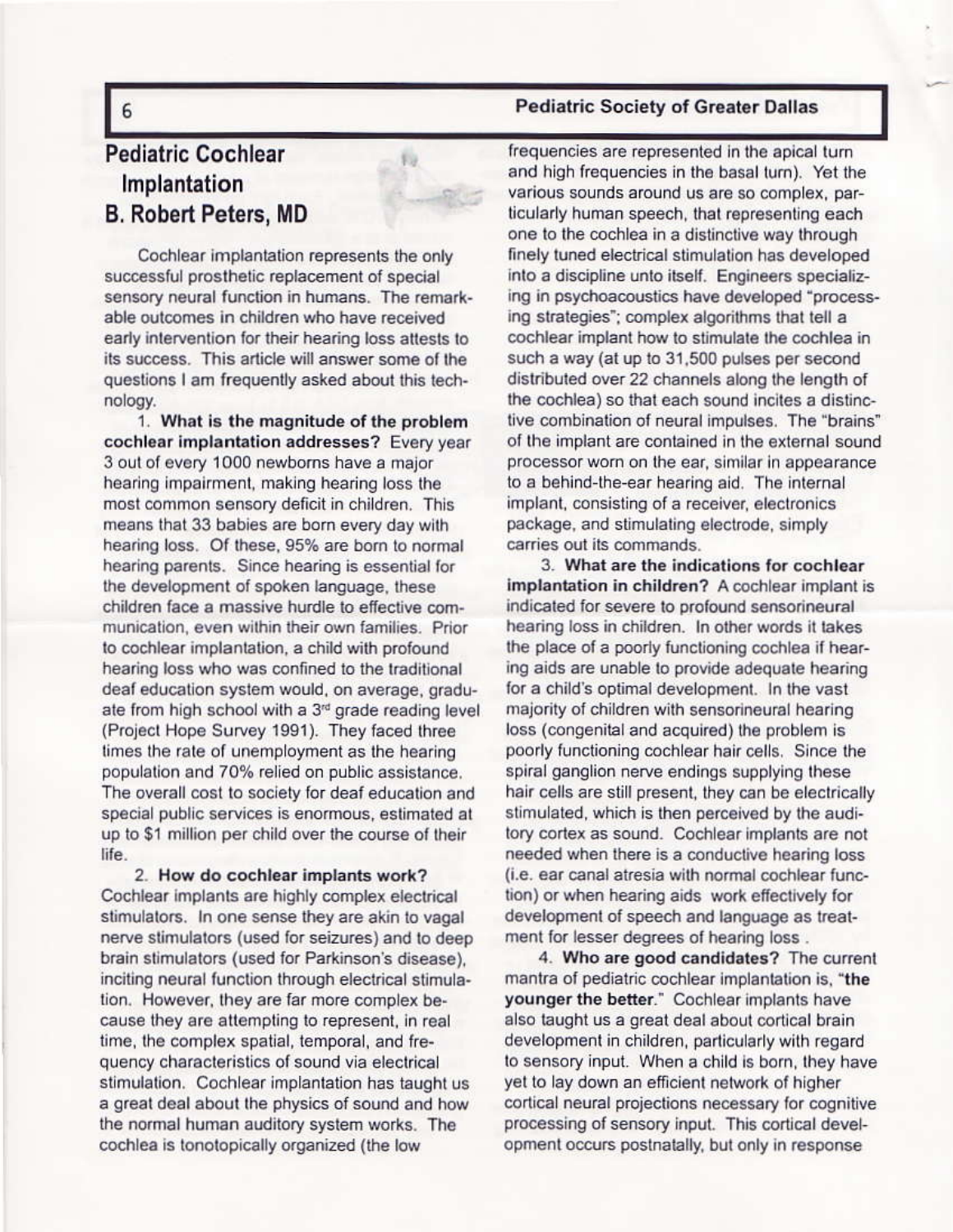# Pediatric Cochlear Implantation

## B. Robert Peters, MD

Cochlear implantation represents the only successful prosthetic replacement of special sensory neural function in humans. The remarkable outcomes in children who have received early intervention for their hearing loss attests to its success. This article will answer some of the questions I am frequently asked about this technology.

1. **What is the magnitude of the problem cochlear implantation addresses?** Every year 3 out of every 1000 newborns have a major hearing impairment, making hearing loss the most common sensory deficit in children. This means that 33 babies are born every day with hearing loss. Of these, 95% are born to normal hearing parents. Since hearing is essential for the development of spoken language, these children face a massive hurdle to effective communication, even within their own families. Prior to cochlear implantation, a child with profound hearing loss who was confined to the traditional deaf education system would, on average, graduate from high school with a 3rd grade reading level (Project Hope Survey 1991). They faced three times the rate of unemployment as the hearing population and 70% relied on public assistance. The overall cost to society for deaf education and special public services is enormous, estimated at up to $1 million per child over the course of their life.

2. **How do cochlear implants work?** Cochlear implants are highly complex electrical stimulators. In one sense they are akin to vagal nerve stimulators (used for seizures) and to deep brain stimulators (used for Parkinson's disease), inciting neural function through electrical stimulation. However, they are far more complex because they are attempting to represent, in real time, the complex spatial, temporal, and frequency characteristics of sound via electrical stimulation. Cochlear implantation has taught us a great deal about the physics of sound and how the normal human auditory system works. The cochlea is tonotopically organized (the low frequencies are represented in the apical turn and high frequencies in the basal turn). Yet the various sounds around us are so complex, particularly human speech, that representing each one to the cochlea in a distinctive way through finely tuned electrical stimulation has developed into a discipline unto itself. Engineers specializing in psychoacoustics have developed "processing strategies"; complex algorithms that tell a cochlear implant how to stimulate the cochlea in such a way (at up to 31,500 pulses per second distributed over 22 channels along the length of the cochlea) so that each sound incites a distinctive combination of neural impulses. The "brains" of the implant are contained in the external sound processor worn on the ear, similar in appearance to a behind-the-ear hearing aid. The internal implant, consisting of a receiver, electronics package, and stimulating electrode, simply carries out its commands.

3. **What are the indications for cochlear implantation in children?** A cochlear implant is indicated for severe to profound sensorineural hearing loss in children. In other words it takes the place of a poorly functioning cochlea if hearing aids are unable to provide adequate hearing for a child's optimal development. In the vast majority of children with sensorineural hearing loss (congenital and acquired) the problem is poorly functioning cochlear hair cells. Since the spiral ganglion nerve endings supplying these hair cells are still present, they can be electrically stimulated, which is then perceived by the auditory cortex as sound. Cochlear implants are not needed when there is a conductive hearing loss (i.e. ear canal atresia with normal cochlear function) or when hearing aids work effectively for development of speech and language as treatment for lesser degrees of hearing loss .

4. **Who are good candidates?** The current mantra of pediatric cochlear implantation is, "**the younger the better**." Cochlear implants have also taught us a great deal about cortical brain development in children, particularly with regard to sensory input. When a child is born, they have yet to lay down an efficient network of higher cortical neural projections necessary for cognitive processing of sensory input. This cortical development occurs postnatally, but only in response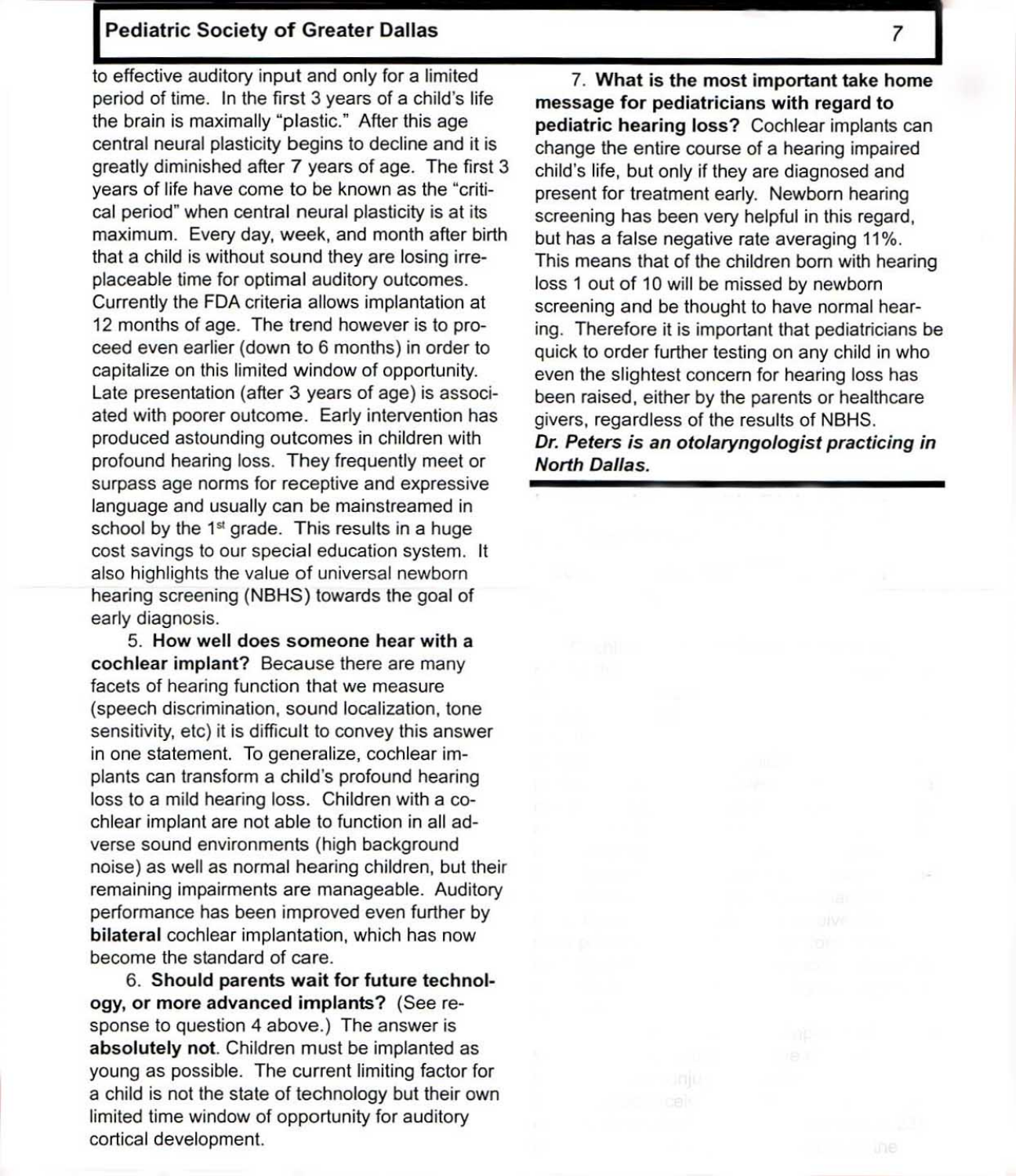to effective auditory input and only for a limited period of time. In the first 3 years of a child's life the brain is maximally "plastic." After this age central neural plasticity begins to decline and it is greatly diminished after 7 years of age. The first 3 years of life have come to be known as the "critical period" when central neural plasticity is at its maximum. Every day, week, and month after birth that a child is without sound they are losing irreplaceable time for optimal auditory outcomes. Currently the FDA criteria allows implantation at 12 months of age. The trend however is to proceed even earlier (down to 6 months) in order to capitalize on this limited window of opportunity. Late presentation (after 3 years of age) is associated with poorer outcome. Early intervention has produced astounding outcomes in children with profound hearing loss. They frequently meet or surpass age norms for receptive and expressive language and usually can be mainstreamed in school by the 1st grade. This results in a huge cost savings to our special education system. It also highlights the value of universal newborn hearing screening (NBHS) towards the goal of early diagnosis.

5. **How well does someone hear with a cochlear implant?** Because there are many facets of hearing function that we measure (speech discrimination, sound localization, tone sensitivity, etc) it is difficult to convey this answer in one statement. To generalize, cochlear implants can transform a child's profound hearing loss to a mild hearing loss. Children with a cochlear implant are not able to function in all adverse sound environments (high background noise) as well as normal hearing children, but their remaining impairments are manageable. Auditory performance has been improved even further by **bilateral** cochlear implantation, which has now become the standard of care.

6. **Should parents wait for future technology, or more advanced implants?** (See response to question 4 above.) The answer is **absolutely not**. Children must be implanted as young as possible. The current limiting factor for a child is not the state of technology but their own limited time window of opportunity for auditory cortical development.

7. **What is the most important take home message for pediatricians with regard to pediatric hearing loss?** Cochlear implants can change the entire course of a hearing impaired child's life, but only if they are diagnosed and present for treatment early. Newborn hearing screening has been very helpful in this regard, but has a false negative rate averaging 11%. This means that of the children born with hearing loss 1 out of 10 will be missed by newborn screening and be thought to have normal hearing. Therefore it is important that pediatricians be quick to order further testing on any child in who even the slightest concern for hearing loss has been raised, either by the parents or healthcare givers, regardless of the results of NBHS.

***Dr. Peters is an otolaryngologist practicing in North Dallas.***